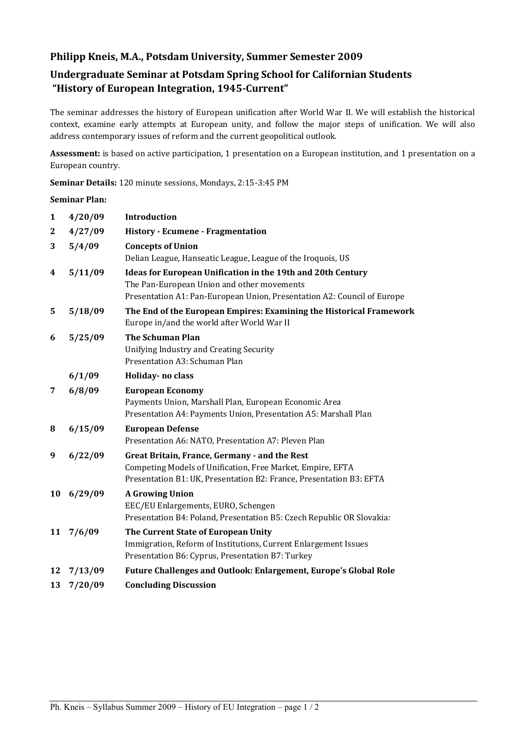## Philipp Kneis, M.A., Potsdam University, Summer Semester 2009

## Undergraduate Seminar at Potsdam Spring School for Californian Students "History of European Integration, 1945-Current"

The seminar addresses the history of European unification after World War II. We will establish the historical context, examine early attempts at European unity, and follow the major steps of unification. We will also address contemporary issues of reform and the current geopolitical outlook.

**Assessment:** is based on active participation, 1 presentation on a European institution, and 1 presentation on a European country.

**Seminar Details:** 120 minute sessions, Mondays, 2:15-3:45 PM

**Seminar Plan:**

| | | |
|---|---|---|
| **1** | **4/20/09** | **Introduction** |
| **2** | **4/27/09** | **History - Ecumene - Fragmentation** |
| **3** | **5/4/09** | **Concepts of Union**<br>Delian League, Hanseatic League, League of the Iroquois, US |
| **4** | **5/11/09** | **Ideas for European Unification in the 19th and 20th Century**<br>The Pan-European Union and other movements<br>Presentation A1: Pan-European Union, Presentation A2: Council of Europe |
| **5** | **5/18/09** | **The End of the European Empires: Examining the Historical Framework**<br>Europe in/and the world after World War II |
| **6** | **5/25/09** | **The Schuman Plan**<br>Unifying Industry and Creating Security<br>Presentation A3: Schuman Plan |
| | **6/1/09** | **Holiday- no class** |
| **7** | **6/8/09** | **European Economy**<br>Payments Union, Marshall Plan, European Economic Area<br>Presentation A4: Payments Union, Presentation A5: Marshall Plan |
| **8** | **6/15/09** | **European Defense**<br>Presentation A6: NATO, Presentation A7: Pleven Plan |
| **9** | **6/22/09** | **Great Britain, France, Germany - and the Rest**<br>Competing Models of Unification, Free Market, Empire, EFTA<br>Presentation B1: UK, Presentation B2: France, Presentation B3: EFTA |
| **10** | **6/29/09** | **A Growing Union**<br>EEC/EU Enlargements, EURO, Schengen<br>Presentation B4: Poland, Presentation B5: Czech Republic OR Slovakia: |
| **11** | **7/6/09** | **The Current State of European Unity**<br>Immigration, Reform of Institutions, Current Enlargement Issues<br>Presentation B6: Cyprus, Presentation B7: Turkey |
| **12** | **7/13/09** | **Future Challenges and Outlook: Enlargement, Europe's Global Role** |
| **13** | **7/20/09** | **Concluding Discussion** |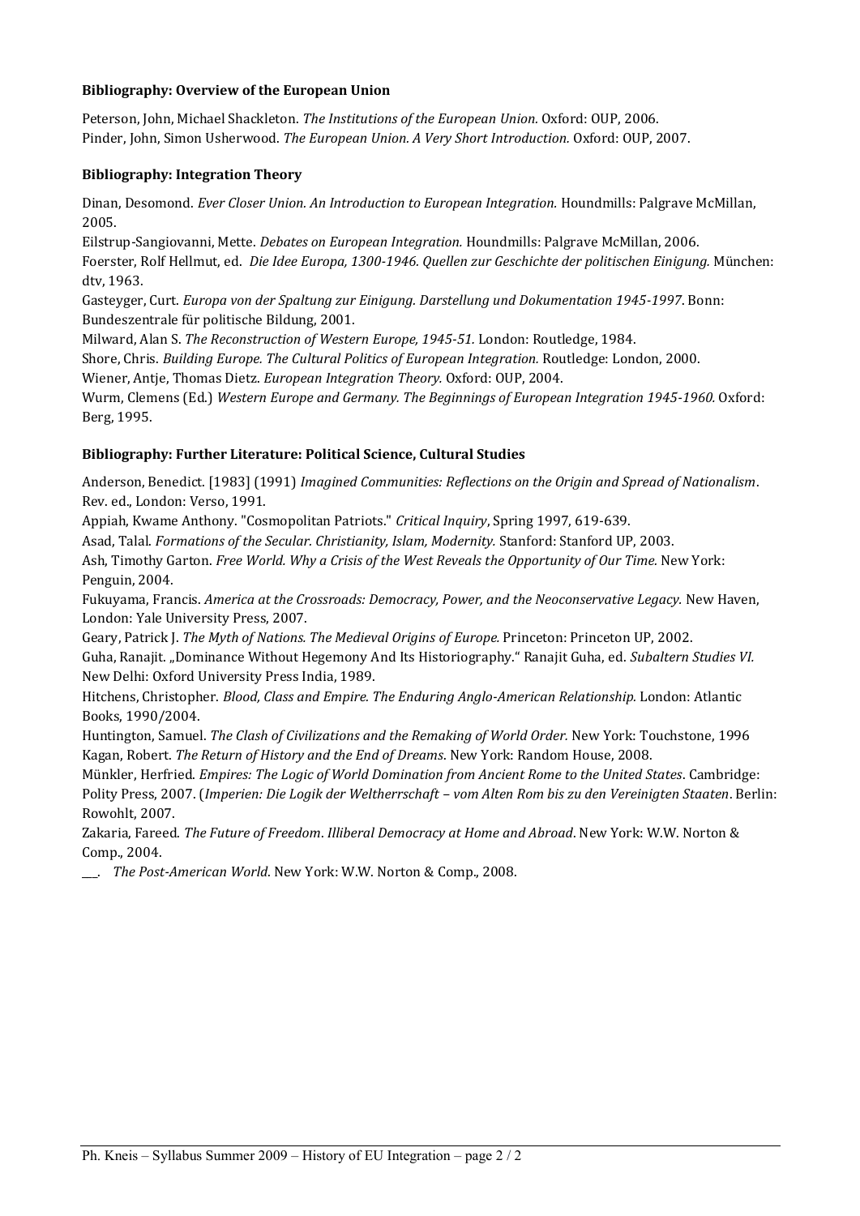**Bibliography: Overview of the European Union**

Peterson, John, Michael Shackleton. *The Institutions of the European Union.* Oxford: OUP, 2006.
Pinder, John, Simon Usherwood. *The European Union. A Very Short Introduction.* Oxford: OUP, 2007.

**Bibliography: Integration Theory**

Dinan, Desomond. *Ever Closer Union. An Introduction to European Integration.* Houndmills: Palgrave McMillan, 2005.
Eilstrup-Sangiovanni, Mette. *Debates on European Integration.* Houndmills: Palgrave McMillan, 2006.
Foerster, Rolf Hellmut, ed. *Die Idee Europa, 1300-1946. Quellen zur Geschichte der politischen Einigung.* München: dtv, 1963.
Gasteyger, Curt. *Europa von der Spaltung zur Einigung. Darstellung und Dokumentation 1945-1997*. Bonn: Bundeszentrale für politische Bildung, 2001.
Milward, Alan S. *The Reconstruction of Western Europe, 1945-51.* London: Routledge, 1984.
Shore, Chris. *Building Europe. The Cultural Politics of European Integration.* Routledge: London, 2000.
Wiener, Antje, Thomas Dietz. *European Integration Theory.* Oxford: OUP, 2004.
Wurm, Clemens (Ed.) *Western Europe and Germany. The Beginnings of European Integration 1945-1960.* Oxford: Berg, 1995.

**Bibliography: Further Literature: Political Science, Cultural Studies**

Anderson, Benedict. [1983] (1991) *Imagined Communities: Reflections on the Origin and Spread of Nationalism*. Rev. ed., London: Verso, 1991.
Appiah, Kwame Anthony. "Cosmopolitan Patriots." *Critical Inquiry*, Spring 1997, 619-639.
Asad, Talal. *Formations of the Secular. Christianity, Islam, Modernity.* Stanford: Stanford UP, 2003.
Ash, Timothy Garton. *Free World. Why a Crisis of the West Reveals the Opportunity of Our Time.* New York: Penguin, 2004.
Fukuyama, Francis. *America at the Crossroads: Democracy, Power, and the Neoconservative Legacy.* New Haven, London: Yale University Press, 2007.
Geary, Patrick J. *The Myth of Nations. The Medieval Origins of Europe.* Princeton: Princeton UP, 2002.
Guha, Ranajit. „Dominance Without Hegemony And Its Historiography." Ranajit Guha, ed. *Subaltern Studies VI.* New Delhi: Oxford University Press India, 1989.
Hitchens, Christopher. *Blood, Class and Empire. The Enduring Anglo-American Relationship.* London: Atlantic Books, 1990/2004.
Huntington, Samuel. *The Clash of Civilizations and the Remaking of World Order.* New York: Touchstone, 1996
Kagan, Robert. *The Return of History and the End of Dreams*. New York: Random House, 2008.
Münkler, Herfried. *Empires: The Logic of World Domination from Ancient Rome to the United States*. Cambridge: Polity Press, 2007. (*Imperien: Die Logik der Weltherrschaft – vom Alten Rom bis zu den Vereinigten Staaten*. Berlin: Rowohlt, 2007.
Zakaria, Fareed. *The Future of Freedom. Illiberal Democracy at Home and Abroad*. New York: W.W. Norton & Comp., 2004.
\_\_\_. *The Post-American World*. New York: W.W. Norton & Comp., 2008.